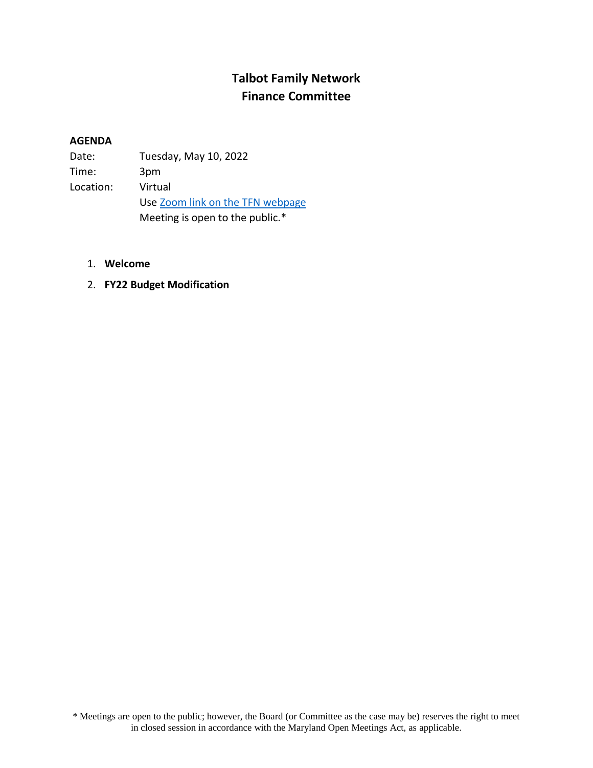# Talbot Family Network
## Finance Committee

**AGENDA**

Date: Tuesday, May 10, 2022
Time: 3pm
Location: Virtual
Use Zoom link on the TFN webpage
Meeting is open to the public.*

1. **Welcome**
2. **FY22 Budget Modification**

* Meetings are open to the public; however, the Board (or Committee as the case may be) reserves the right to meet in closed session in accordance with the Maryland Open Meetings Act, as applicable.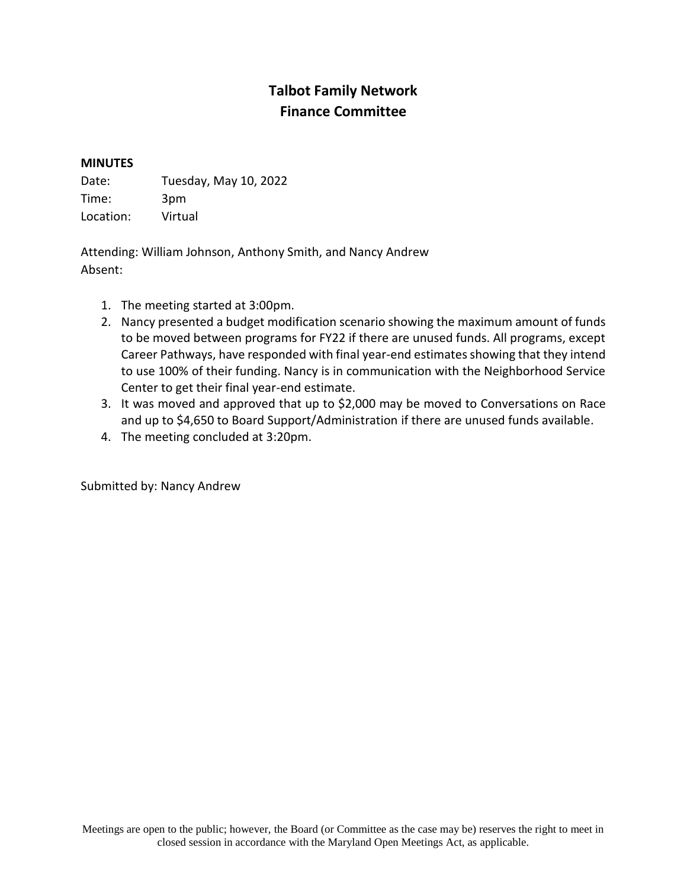# Talbot Family Network
# Finance Committee

**MINUTES**

Date: Tuesday, May 10, 2022
Time: 3pm
Location: Virtual

Attending: William Johnson, Anthony Smith, and Nancy Andrew
Absent:

1. The meeting started at 3:00pm.
2. Nancy presented a budget modification scenario showing the maximum amount of funds to be moved between programs for FY22 if there are unused funds. All programs, except Career Pathways, have responded with final year-end estimates showing that they intend to use 100% of their funding. Nancy is in communication with the Neighborhood Service Center to get their final year-end estimate.
3. It was moved and approved that up to $2,000 may be moved to Conversations on Race and up to $4,650 to Board Support/Administration if there are unused funds available.
4. The meeting concluded at 3:20pm.

Submitted by: Nancy Andrew